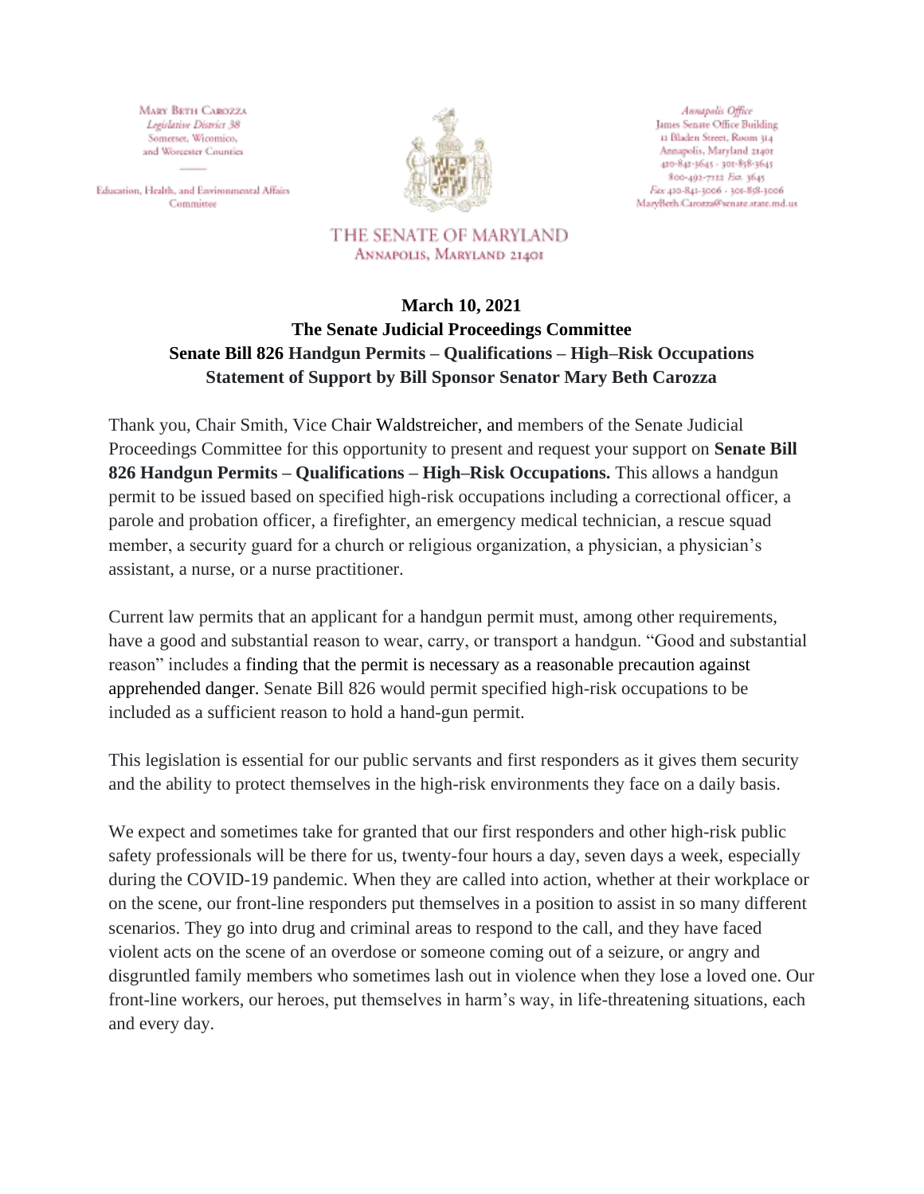Mary Beth Carozza
*Legislative District 38*
Somerset, Wicomico,
and Worcester Counties

Education, Health, and Environmental Affairs Committee

*Annapolis Office*
James Senate Office Building
11 Bladen Street, Room 314
Annapolis, Maryland 21401
410-841-3645 · 301-858-3645
800-492-7122 *Ext.* 3645
*Fax* 410-841-3006 · 301-858-3006
MaryBeth.Carozza@senate.state.md.us

THE SENATE OF MARYLAND
ANNAPOLIS, MARYLAND 21401

**March 10, 2021**
**The Senate Judicial Proceedings Committee**
**Senate Bill 826 Handgun Permits – Qualifications – High–Risk Occupations**
**Statement of Support by Bill Sponsor Senator Mary Beth Carozza**

Thank you, Chair Smith, Vice Chair Waldstreicher, and members of the Senate Judicial Proceedings Committee for this opportunity to present and request your support on **Senate Bill 826 Handgun Permits – Qualifications – High–Risk Occupations.** This allows a handgun permit to be issued based on specified high-risk occupations including a correctional officer, a parole and probation officer, a firefighter, an emergency medical technician, a rescue squad member, a security guard for a church or religious organization, a physician, a physician's assistant, a nurse, or a nurse practitioner.

Current law permits that an applicant for a handgun permit must, among other requirements, have a good and substantial reason to wear, carry, or transport a handgun. "Good and substantial reason" includes a finding that the permit is necessary as a reasonable precaution against apprehended danger. Senate Bill 826 would permit specified high-risk occupations to be included as a sufficient reason to hold a hand-gun permit.

This legislation is essential for our public servants and first responders as it gives them security and the ability to protect themselves in the high-risk environments they face on a daily basis.

We expect and sometimes take for granted that our first responders and other high-risk public safety professionals will be there for us, twenty-four hours a day, seven days a week, especially during the COVID-19 pandemic. When they are called into action, whether at their workplace or on the scene, our front-line responders put themselves in a position to assist in so many different scenarios. They go into drug and criminal areas to respond to the call, and they have faced violent acts on the scene of an overdose or someone coming out of a seizure, or angry and disgruntled family members who sometimes lash out in violence when they lose a loved one. Our front-line workers, our heroes, put themselves in harm's way, in life-threatening situations, each and every day.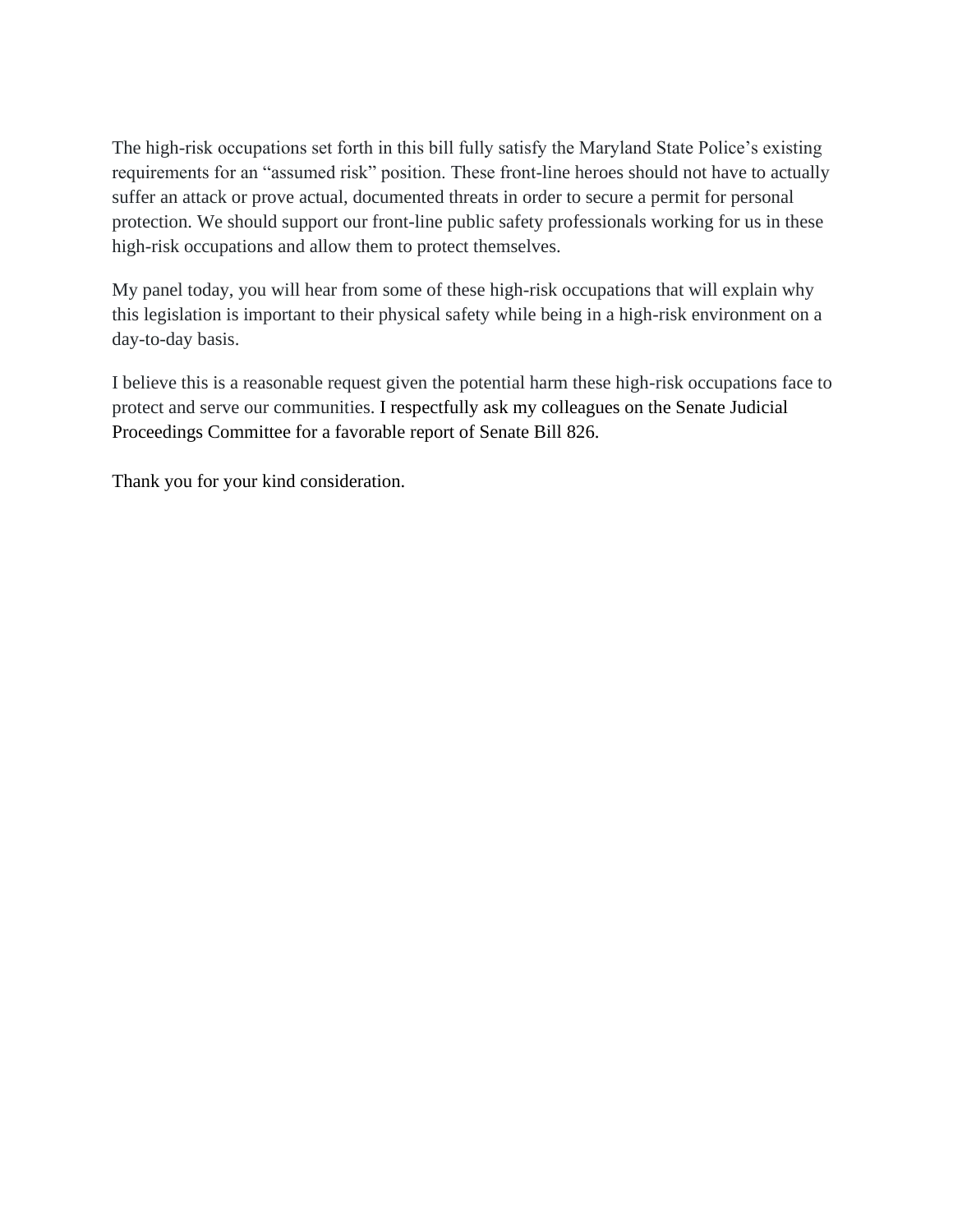The high-risk occupations set forth in this bill fully satisfy the Maryland State Police's existing requirements for an "assumed risk" position. These front-line heroes should not have to actually suffer an attack or prove actual, documented threats in order to secure a permit for personal protection. We should support our front-line public safety professionals working for us in these high-risk occupations and allow them to protect themselves.

My panel today, you will hear from some of these high-risk occupations that will explain why this legislation is important to their physical safety while being in a high-risk environment on a day-to-day basis.

I believe this is a reasonable request given the potential harm these high-risk occupations face to protect and serve our communities. I respectfully ask my colleagues on the Senate Judicial Proceedings Committee for a favorable report of Senate Bill 826.

Thank you for your kind consideration.